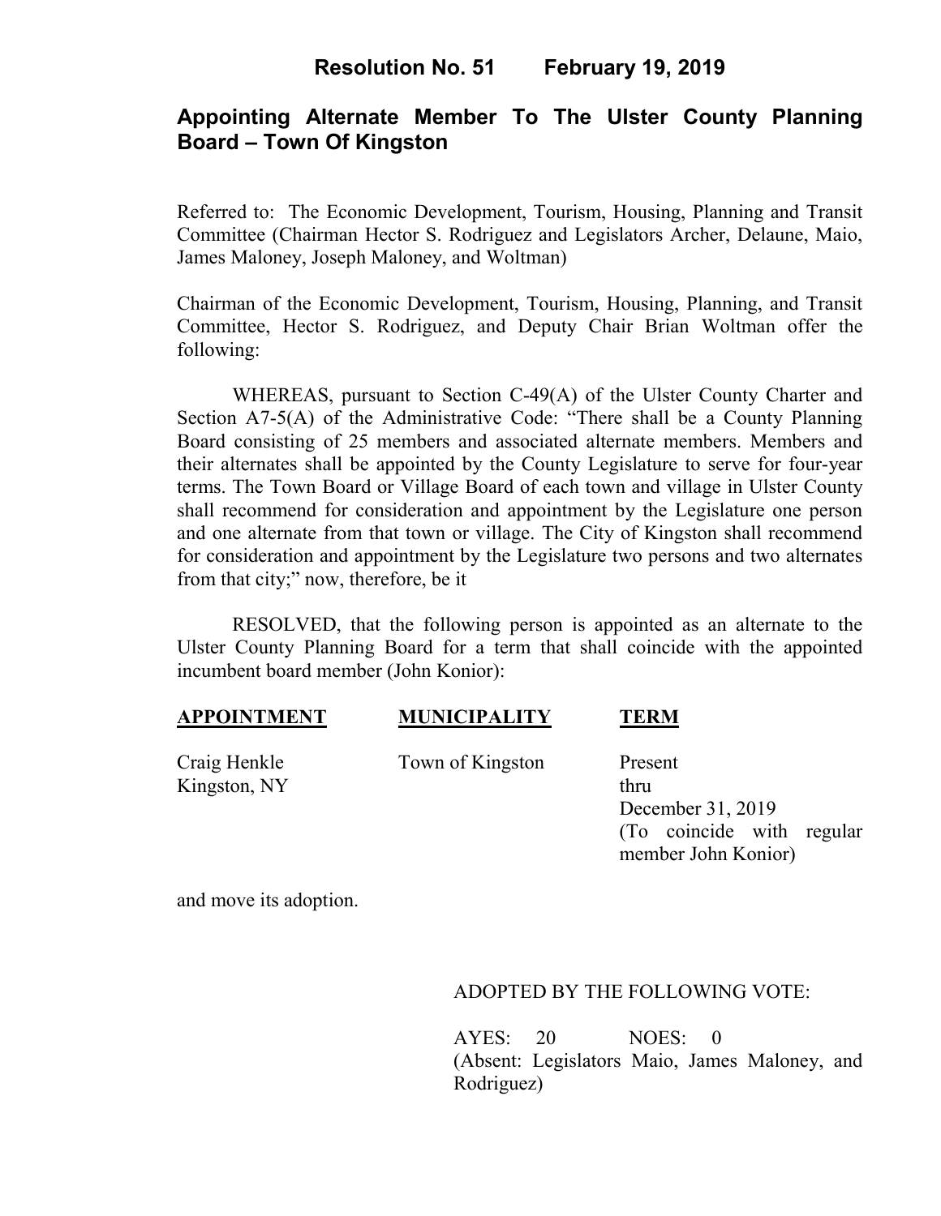# Resolution No. 51 February 19, 2019

## Appointing Alternate Member To The Ulster County Planning Board – Town Of Kingston

Referred to: The Economic Development, Tourism, Housing, Planning and Transit Committee (Chairman Hector S. Rodriguez and Legislators Archer, Delaune, Maio, James Maloney, Joseph Maloney, and Woltman)

Chairman of the Economic Development, Tourism, Housing, Planning, and Transit Committee, Hector S. Rodriguez, and Deputy Chair Brian Woltman offer the following:

WHEREAS, pursuant to Section C-49(A) of the Ulster County Charter and Section A7-5(A) of the Administrative Code: "There shall be a County Planning Board consisting of 25 members and associated alternate members. Members and their alternates shall be appointed by the County Legislature to serve for four-year terms. The Town Board or Village Board of each town and village in Ulster County shall recommend for consideration and appointment by the Legislature one person and one alternate from that town or village. The City of Kingston shall recommend for consideration and appointment by the Legislature two persons and two alternates from that city;" now, therefore, be it

RESOLVED, that the following person is appointed as an alternate to the Ulster County Planning Board for a term that shall coincide with the appointed incumbent board member (John Konior):

| APPOINTMENT | MUNICIPALITY | TERM |
|---|---|---|
| Craig Henkle<br>Kingston, NY | Town of Kingston | Present thru December 31, 2019 (To coincide with regular member John Konior) |

and move its adoption.

ADOPTED BY THE FOLLOWING VOTE:

AYES: 20 NOES: 0
(Absent: Legislators Maio, James Maloney, and Rodriguez)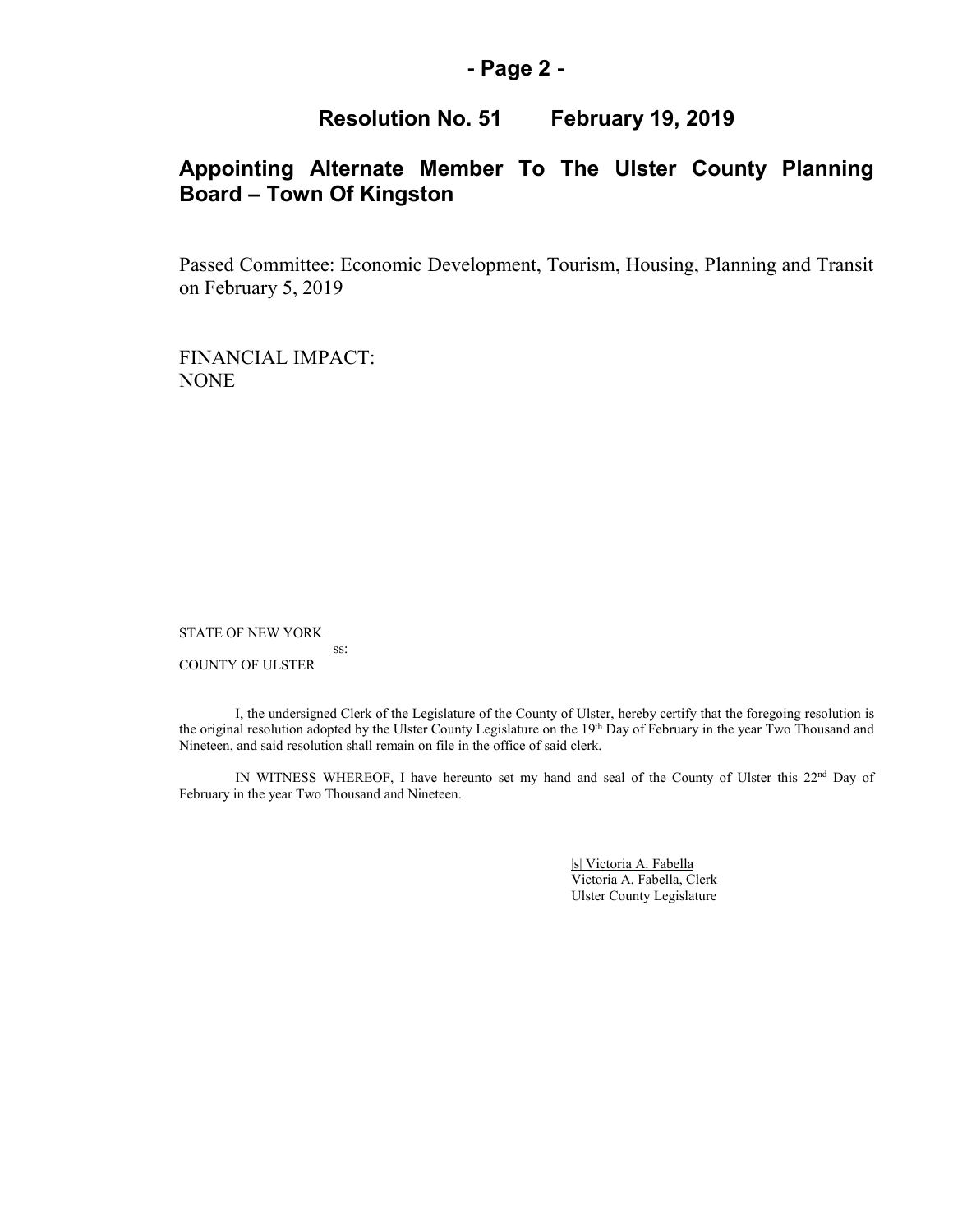## Resolution No. 51 February 19, 2019

## Appointing Alternate Member To The Ulster County Planning Board – Town Of Kingston

Passed Committee: Economic Development, Tourism, Housing, Planning and Transit on February 5, 2019

FINANCIAL IMPACT:
NONE

STATE OF NEW YORK
ss:
COUNTY OF ULSTER

I, the undersigned Clerk of the Legislature of the County of Ulster, hereby certify that the foregoing resolution is the original resolution adopted by the Ulster County Legislature on the 19th Day of February in the year Two Thousand and Nineteen, and said resolution shall remain on file in the office of said clerk.

IN WITNESS WHEREOF, I have hereunto set my hand and seal of the County of Ulster this 22nd Day of February in the year Two Thousand and Nineteen.

|s| Victoria A. Fabella
Victoria A. Fabella, Clerk
Ulster County Legislature